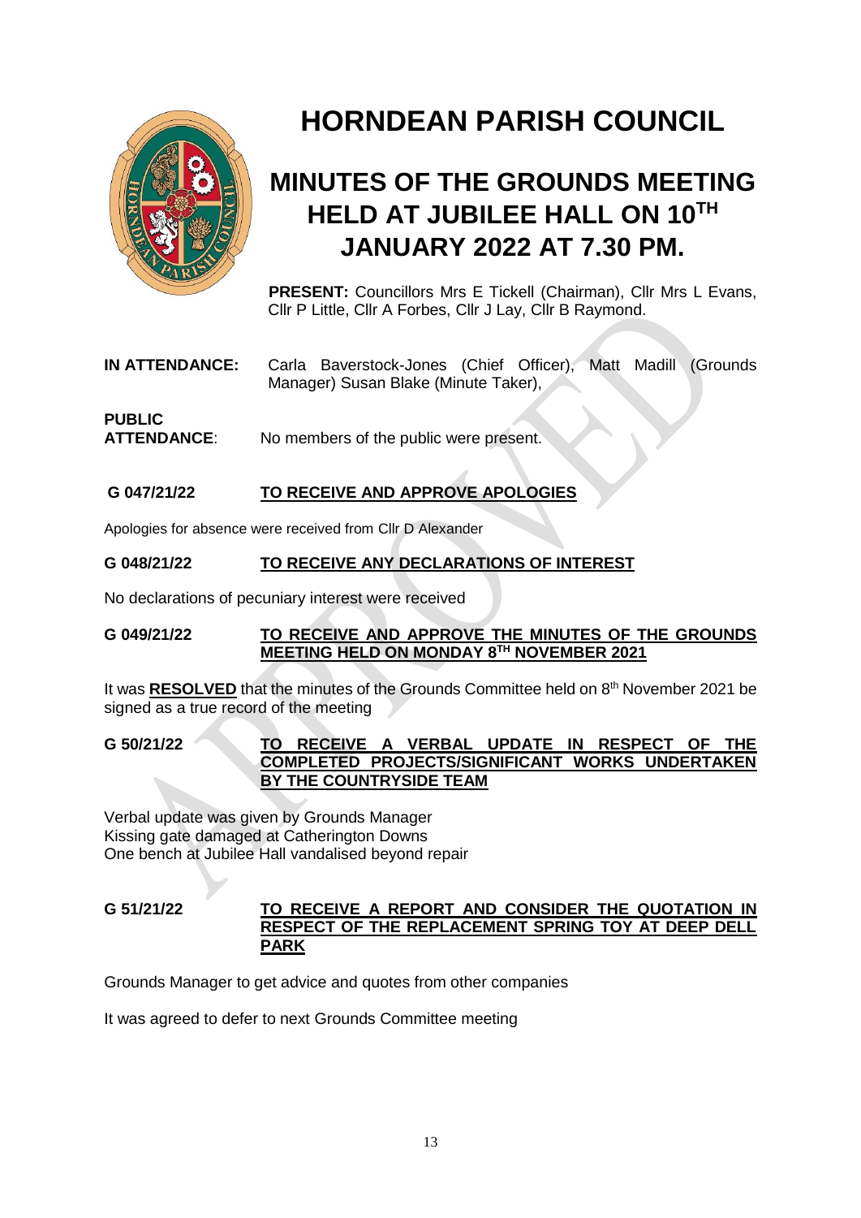# HORNDEAN PARISH COUNCIL

## MINUTES OF THE GROUNDS MEETING HELD AT JUBILEE HALL ON 10TH JANUARY 2022 AT 7.30 PM.

**PRESENT:** Councillors Mrs E Tickell (Chairman), Cllr Mrs L Evans, Cllr P Little, Cllr A Forbes, Cllr J Lay, Cllr B Raymond.

**IN ATTENDANCE:** Carla Baverstock-Jones (Chief Officer), Matt Madill (Grounds Manager) Susan Blake (Minute Taker),

**PUBLIC ATTENDANCE**: No members of the public were present.

**G 047/21/22 TO RECEIVE AND APPROVE APOLOGIES**

Apologies for absence were received from Cllr D Alexander

**G 048/21/22 TO RECEIVE ANY DECLARATIONS OF INTEREST**

No declarations of pecuniary interest were received

**G 049/21/22 TO RECEIVE AND APPROVE THE MINUTES OF THE GROUNDS MEETING HELD ON MONDAY 8TH NOVEMBER 2021**

It was **RESOLVED** that the minutes of the Grounds Committee held on 8th November 2021 be signed as a true record of the meeting

**G 50/21/22 TO RECEIVE A VERBAL UPDATE IN RESPECT OF THE COMPLETED PROJECTS/SIGNIFICANT WORKS UNDERTAKEN BY THE COUNTRYSIDE TEAM**

Verbal update was given by Grounds Manager
Kissing gate damaged at Catherington Downs
One bench at Jubilee Hall vandalised beyond repair

**G 51/21/22 TO RECEIVE A REPORT AND CONSIDER THE QUOTATION IN RESPECT OF THE REPLACEMENT SPRING TOY AT DEEP DELL PARK**

Grounds Manager to get advice and quotes from other companies

It was agreed to defer to next Grounds Committee meeting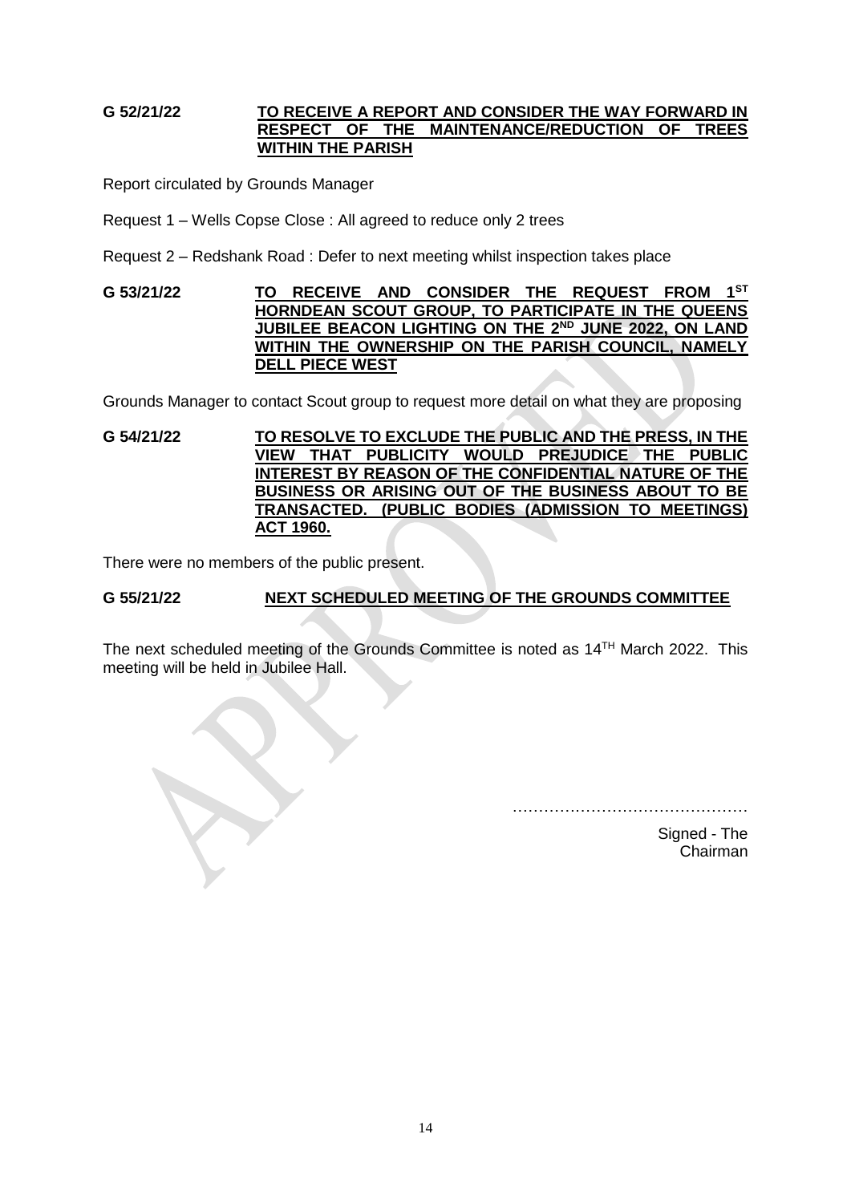**G 52/21/22 TO RECEIVE A REPORT AND CONSIDER THE WAY FORWARD IN RESPECT OF THE MAINTENANCE/REDUCTION OF TREES WITHIN THE PARISH**

Report circulated by Grounds Manager

Request 1 – Wells Copse Close : All agreed to reduce only 2 trees

Request 2 – Redshank Road : Defer to next meeting whilst inspection takes place

**G 53/21/22 TO RECEIVE AND CONSIDER THE REQUEST FROM 1ST HORNDEAN SCOUT GROUP, TO PARTICIPATE IN THE QUEENS JUBILEE BEACON LIGHTING ON THE 2ND JUNE 2022, ON LAND WITHIN THE OWNERSHIP ON THE PARISH COUNCIL, NAMELY DELL PIECE WEST**

Grounds Manager to contact Scout group to request more detail on what they are proposing

**G 54/21/22 TO RESOLVE TO EXCLUDE THE PUBLIC AND THE PRESS, IN THE VIEW THAT PUBLICITY WOULD PREJUDICE THE PUBLIC INTEREST BY REASON OF THE CONFIDENTIAL NATURE OF THE BUSINESS OR ARISING OUT OF THE BUSINESS ABOUT TO BE TRANSACTED. (PUBLIC BODIES (ADMISSION TO MEETINGS) ACT 1960.**

There were no members of the public present.

**G 55/21/22 NEXT SCHEDULED MEETING OF THE GROUNDS COMMITTEE**

The next scheduled meeting of the Grounds Committee is noted as 14TH March 2022. This meeting will be held in Jubilee Hall.

………………………………………

Signed - The Chairman